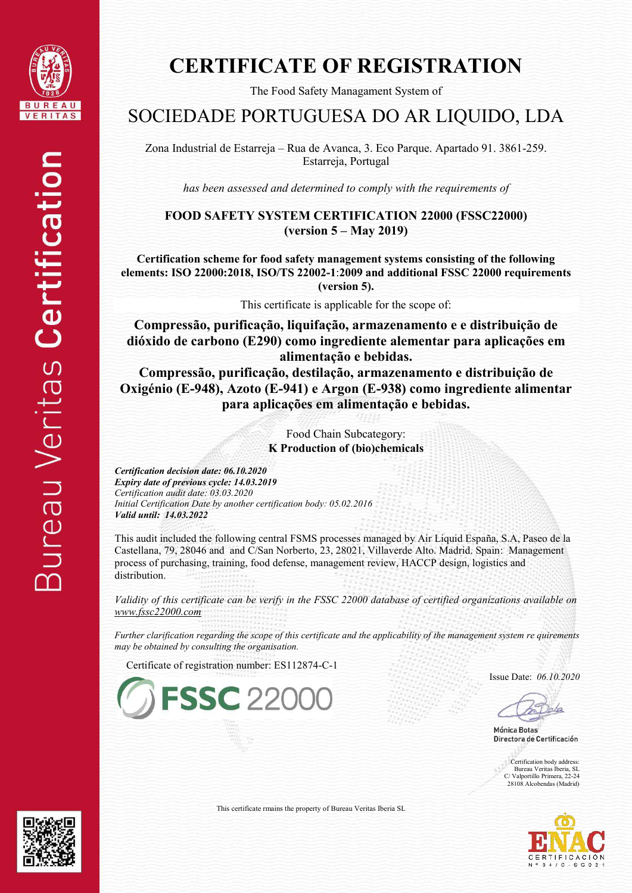# CERTIFICATE OF REGISTRATION

The Food Safety Managament System of

## SOCIEDADE PORTUGUESA DO AR LIQUIDO, LDA

Zona Industrial de Estarreja – Rua de Avanca, 3. Eco Parque. Apartado 91. 3861-259. Estarreja, Portugal

*has been assessed and determined to comply with the requirements of*

**FOOD SAFETY SYSTEM CERTIFICATION 22000 (FSSC22000)**
**(version 5 – May 2019)**

**Certification scheme for food safety management systems consisting of the following elements: ISO 22000:2018, ISO/TS 22002-1:2009 and additional FSSC 22000 requirements (version 5).**

This certificate is applicable for the scope of:

**Compressão, purificação, liquifação, armazenamento e e distribuição de dióxido de carbono (E290) como ingrediente alementar para aplicações em alimentação e bebidas.**
**Compressão, purificação, destilação, armazenamento e distribuição de Oxigénio (E-948), Azoto (E-941) e Argon (E-938) como ingrediente alimentar para aplicações em alimentação e bebidas.**

Food Chain Subcategory:
**K Production of (bio)chemicals**

***Certification decision date: 06.10.2020***
***Expiry date of previous cycle: 14.03.2019***
*Certification audit date: 03.03.2020*
*Initial Certification Date by another certification body: 05.02.2016*
***Valid until: 14.03.2022***

This audit included the following central FSMS processes managed by Air Liquid España, S.A, Paseo de la Castellana, 79, 28046 and and C/San Norberto, 23, 28021, Villaverde Alto. Madrid. Spain: Management process of purchasing, training, food defense, management review, HACCP design, logistics and distribution.

*Validity of this certificate can be verify in the FSSC 22000 database of certified organizations available on www.fssc22000.com*

*Further clarification regarding the scope of this certificate and the applicability of the management system re quirements may be obtained by consulting the organisation.*

Certificate of registration number: ES112874-C-1

FSSC 22000

Issue Date: *06.10.2020*

Mónica Botas
Directora de Certificación

Certification body address:
Bureau Veritas Iberia, SL
C/ Valportillo Primera, 22-24
28108 Alcobendas (Madrid)

This certificate rmains the property of Bureau Veritas Iberia SL

ENAC CERTIFICACIÓN Nº 04/C-SG021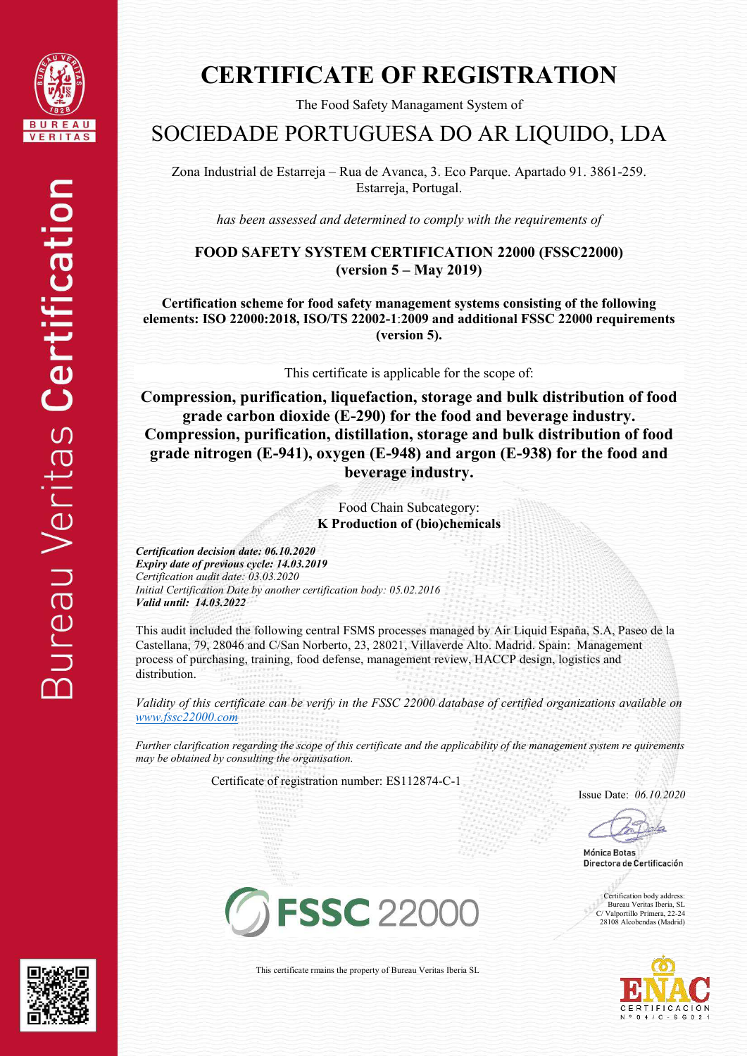# CERTIFICATE OF REGISTRATION

The Food Safety Managament System of

## SOCIEDADE PORTUGUESA DO AR LIQUIDO, LDA

Zona Industrial de Estarreja – Rua de Avanca, 3. Eco Parque. Apartado 91. 3861-259. Estarreja, Portugal.

*has been assessed and determined to comply with the requirements of*

**FOOD SAFETY SYSTEM CERTIFICATION 22000 (FSSC22000) (version 5 – May 2019)**

**Certification scheme for food safety management systems consisting of the following elements: ISO 22000:2018, ISO/TS 22002-1:2009 and additional FSSC 22000 requirements (version 5).**

This certificate is applicable for the scope of:

**Compression, purification, liquefaction, storage and bulk distribution of food grade carbon dioxide (E-290) for the food and beverage industry. Compression, purification, distillation, storage and bulk distribution of food grade nitrogen (E-941), oxygen (E-948) and argon (E-938) for the food and beverage industry.**

Food Chain Subcategory:
**K Production of (bio)chemicals**

***Certification decision date: 06.10.2020***
***Expiry date of previous cycle: 14.03.2019***
*Certification audit date: 03.03.2020*
*Initial Certification Date by another certification body: 05.02.2016*
***Valid until: 14.03.2022***

This audit included the following central FSMS processes managed by Air Liquid España, S.A, Paseo de la Castellana, 79, 28046 and C/San Norberto, 23, 28021, Villaverde Alto. Madrid. Spain: Management process of purchasing, training, food defense, management review, HACCP design, logistics and distribution.

*Validity of this certificate can be verify in the FSSC 22000 database of certified organizations available on [www.fssc22000.com](http://www.fssc22000.com)*

*Further clarification regarding the scope of this certificate and the applicability of the management system re quirements may be obtained by consulting the organisation.*

Certificate of registration number: ES112874-C-1

Issue Date: *06.10.2020*

Mónica Botas
Directora de Certificación

Certification body address:
Bureau Veritas Iberia, SL
C/ Valportillo Primera, 22-24
28108 Alcobendas (Madrid)

This certificate rmains the property of Bureau Veritas Iberia SL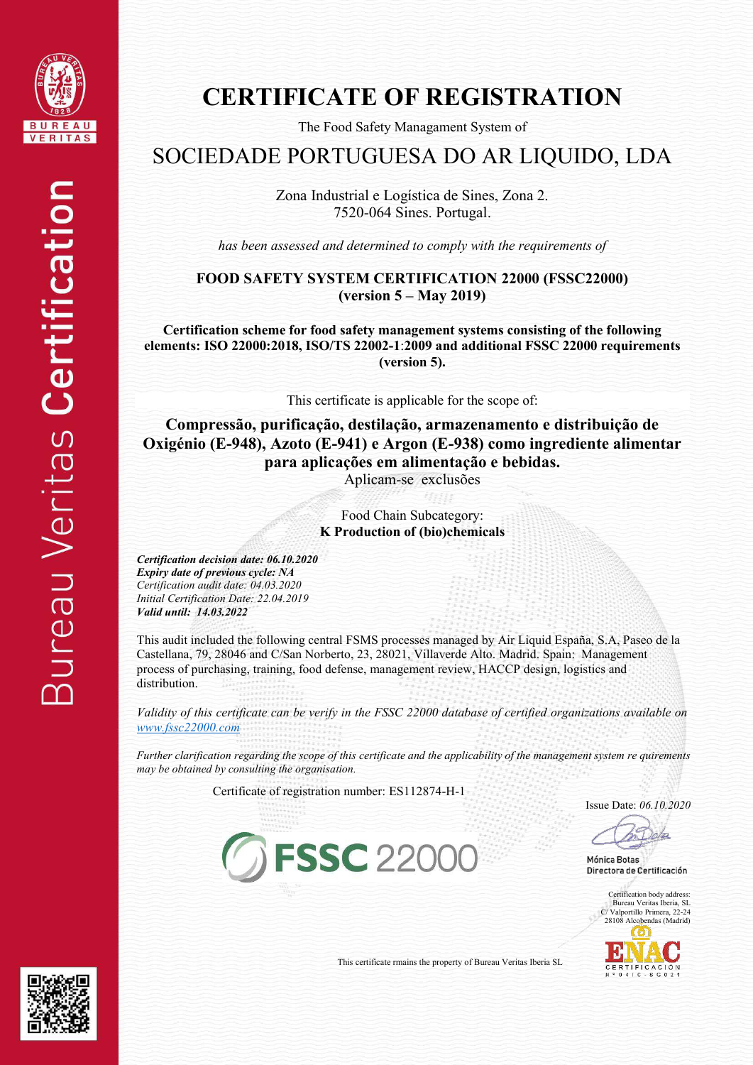Bureau Veritas **Certification**

# CERTIFICATE OF REGISTRATION

The Food Safety Managament System of

## SOCIEDADE PORTUGUESA DO AR LIQUIDO, LDA

Zona Industrial e Logística de Sines, Zona 2.
7520-064 Sines. Portugal.

*has been assessed and determined to comply with the requirements of*

**FOOD SAFETY SYSTEM CERTIFICATION 22000 (FSSC22000)**
**(version 5 – May 2019)**

**Certification scheme for food safety management systems consisting of the following elements: ISO 22000:2018, ISO/TS 22002-1:2009 and additional FSSC 22000 requirements (version 5).**

This certificate is applicable for the scope of:

**Compressão, purificação, destilação, armazenamento e distribuição de Oxigénio (E-948), Azoto (E-941) e Argon (E-938) como ingrediente alimentar para aplicações em alimentação e bebidas.**
Aplicam-se exclusões

Food Chain Subcategory:
**K Production of (bio)chemicals**

***Certification decision date: 06.10.2020***
***Expiry date of previous cycle: NA***
*Certification audit date: 04.03.2020*
*Initial Certification Date: 22.04.2019*
***Valid until: 14.03.2022***

This audit included the following central FSMS processes managed by Air Liquid España, S.A, Paseo de la Castellana, 79, 28046 and C/San Norberto, 23, 28021, Villaverde Alto. Madrid. Spain: Management process of purchasing, training, food defense, management review, HACCP design, logistics and distribution.

*Validity of this certificate can be verify in the FSSC 22000 database of certified organizations available on www.fssc22000.com*

*Further clarification regarding the scope of this certificate and the applicability of the management system re quirements may be obtained by consulting the organisation.*

Certificate of registration number: ES112874-H-1

Issue Date: *06.10.2020*

Mónica Botas
Directora de Certificación

Certification body address:
Bureau Veritas Iberia, SL
C/ Valportillo Primera, 22-24
28108 Alcobendas (Madrid)

This certificate rmains the property of Bureau Veritas Iberia SL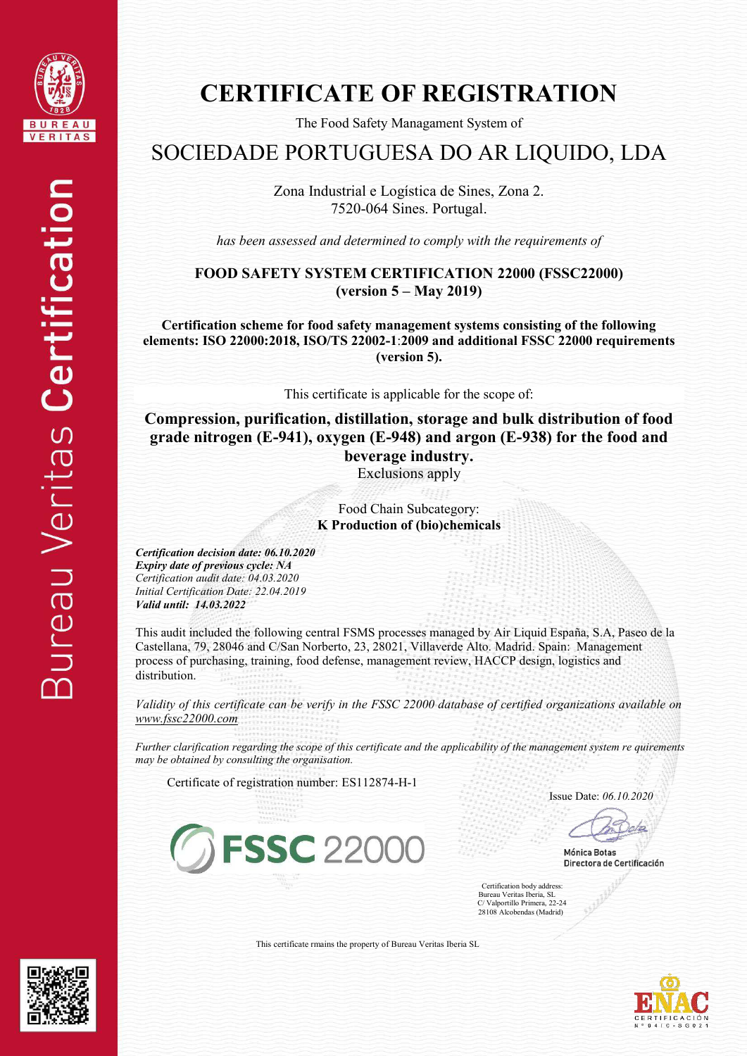# CERTIFICATE OF REGISTRATION

The Food Safety Managament System of

## SOCIEDADE PORTUGUESA DO AR LIQUIDO, LDA

Zona Industrial e Logística de Sines, Zona 2.
7520-064 Sines. Portugal.

*has been assessed and determined to comply with the requirements of*

**FOOD SAFETY SYSTEM CERTIFICATION 22000 (FSSC22000)**
**(version 5 – May 2019)**

**Certification scheme for food safety management systems consisting of the following elements: ISO 22000:2018, ISO/TS 22002-1:2009 and additional FSSC 22000 requirements (version 5).**

This certificate is applicable for the scope of:

**Compression, purification, distillation, storage and bulk distribution of food grade nitrogen (E-941), oxygen (E-948) and argon (E-938) for the food and beverage industry.**
Exclusions apply

Food Chain Subcategory:
**K Production of (bio)chemicals**

***Certification decision date: 06.10.2020***
***Expiry date of previous cycle: NA***
*Certification audit date: 04.03.2020*
*Initial Certification Date: 22.04.2019*
***Valid until: 14.03.2022***

This audit included the following central FSMS processes managed by Air Liquid España, S.A, Paseo de la Castellana, 79, 28046 and C/San Norberto, 23, 28021, Villaverde Alto. Madrid. Spain: Management process of purchasing, training, food defense, management review, HACCP design, logistics and distribution.

*Validity of this certificate can be verify in the FSSC 22000 database of certified organizations available on www.fssc22000.com*

*Further clarification regarding the scope of this certificate and the applicability of the management system re quirements may be obtained by consulting the organisation.*

Certificate of registration number: ES112874-H-1

Issue Date: *06.10.2020*

FSSC 22000

Mónica Botas
Directora de Certificación

Certification body address:
Bureau Veritas Iberia, SL
C/ Valportillo Primera, 22-24
28108 Alcobendas (Madrid)

This certificate rmains the property of Bureau Veritas Iberia SL

ENAC CERTIFICACIÓN Nº 04/C-SG021